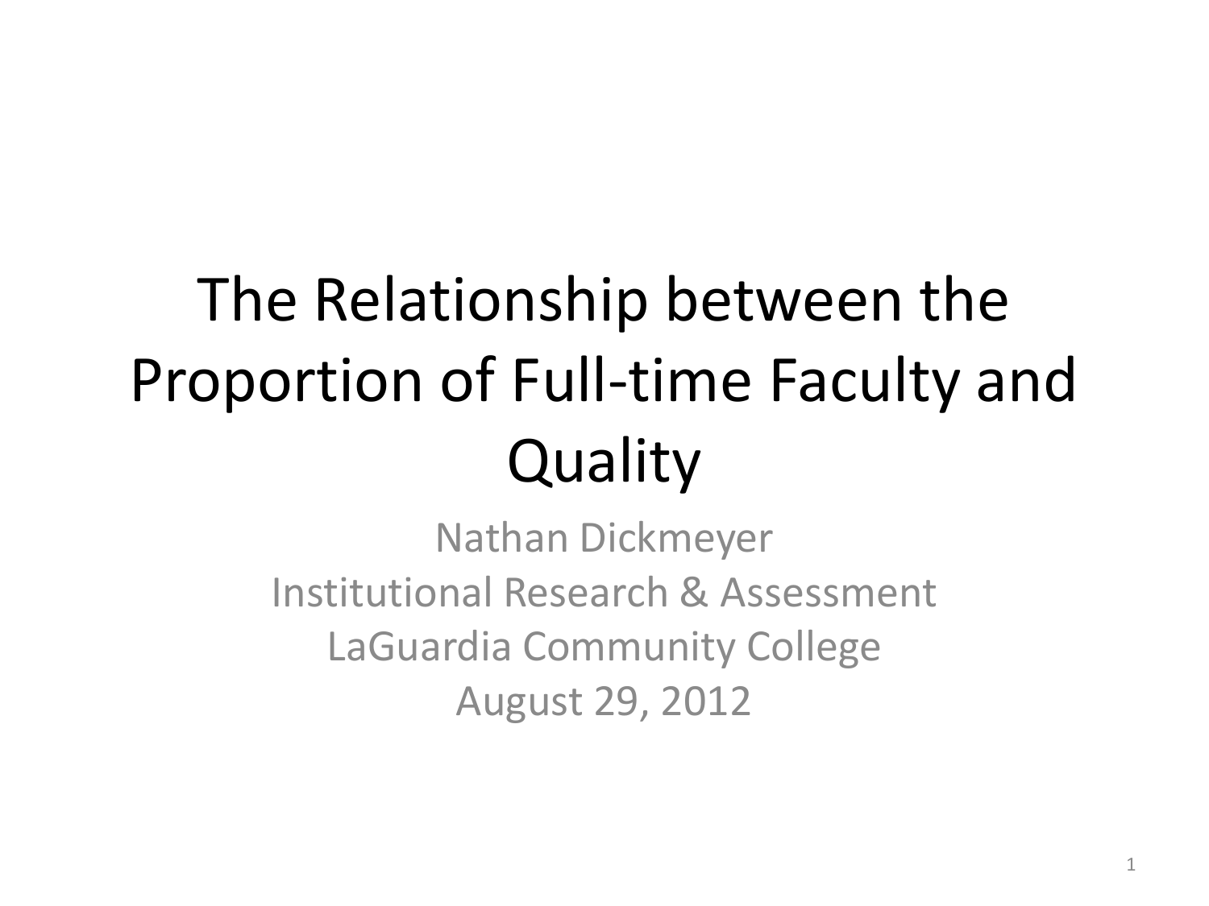# The Relationship between the Proportion of Full-time Faculty and Quality

Nathan Dickmeyer
Institutional Research & Assessment
LaGuardia Community College
August 29, 2012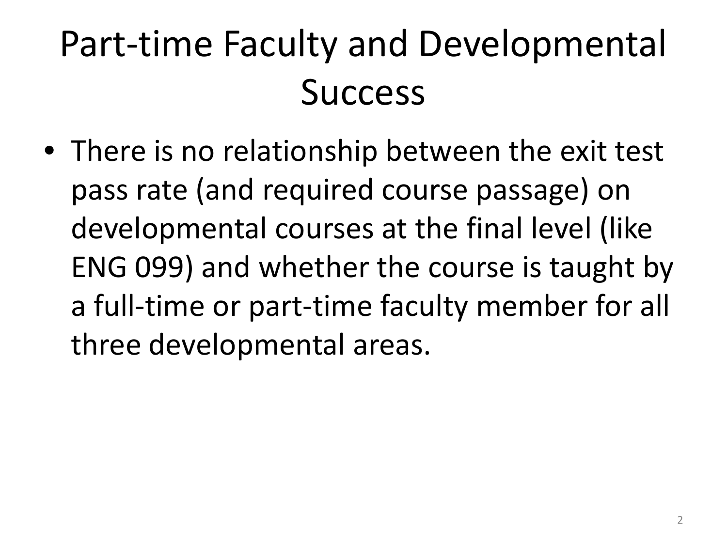# Part-time Faculty and Developmental Success

- There is no relationship between the exit test pass rate (and required course passage) on developmental courses at the final level (like ENG 099) and whether the course is taught by a full-time or part-time faculty member for all three developmental areas.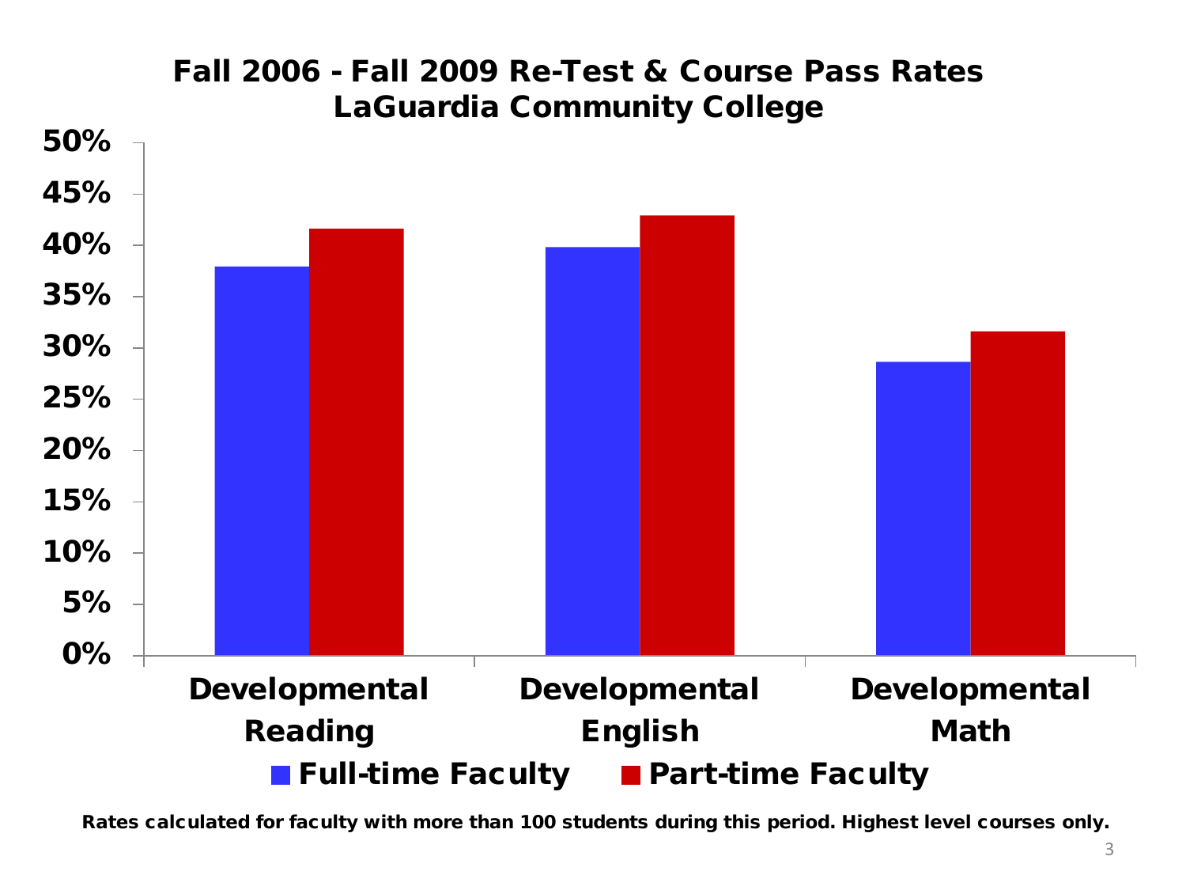## Fall 2006 - Fall 2009 Re-Test & Course Pass Rates
## LaGuardia Community College

| | Full-time Faculty | Part-time Faculty |
|---|---|---|
| Developmental Reading | 38% | 41.6% |
| Developmental English | 39.8% | 42.9% |
| Developmental Math | 28.6% | 31.6% |

**Rates calculated for faculty with more than 100 students during this period. Highest level courses only.**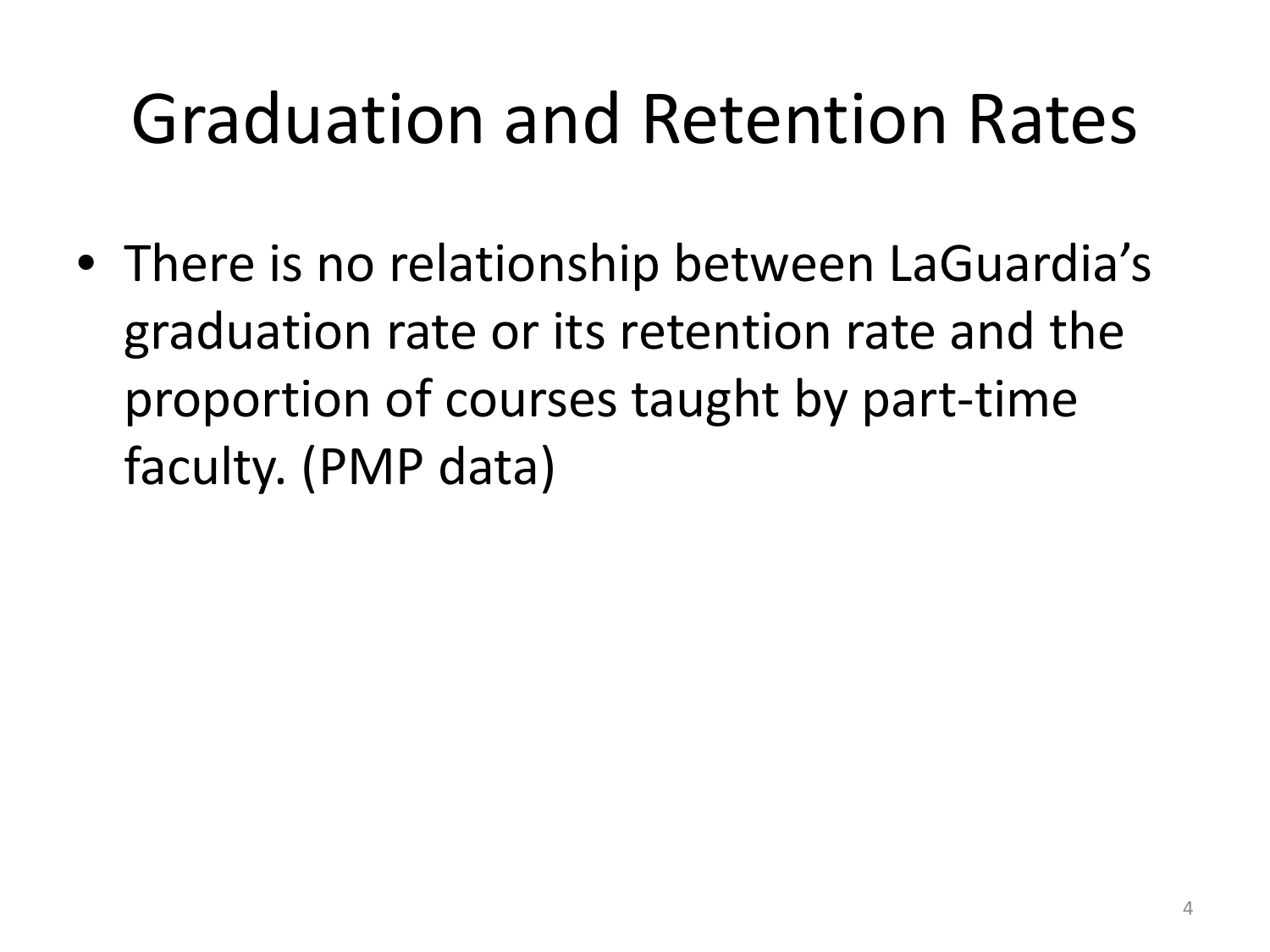# Graduation and Retention Rates

- There is no relationship between LaGuardia's graduation rate or its retention rate and the proportion of courses taught by part-time faculty. (PMP data)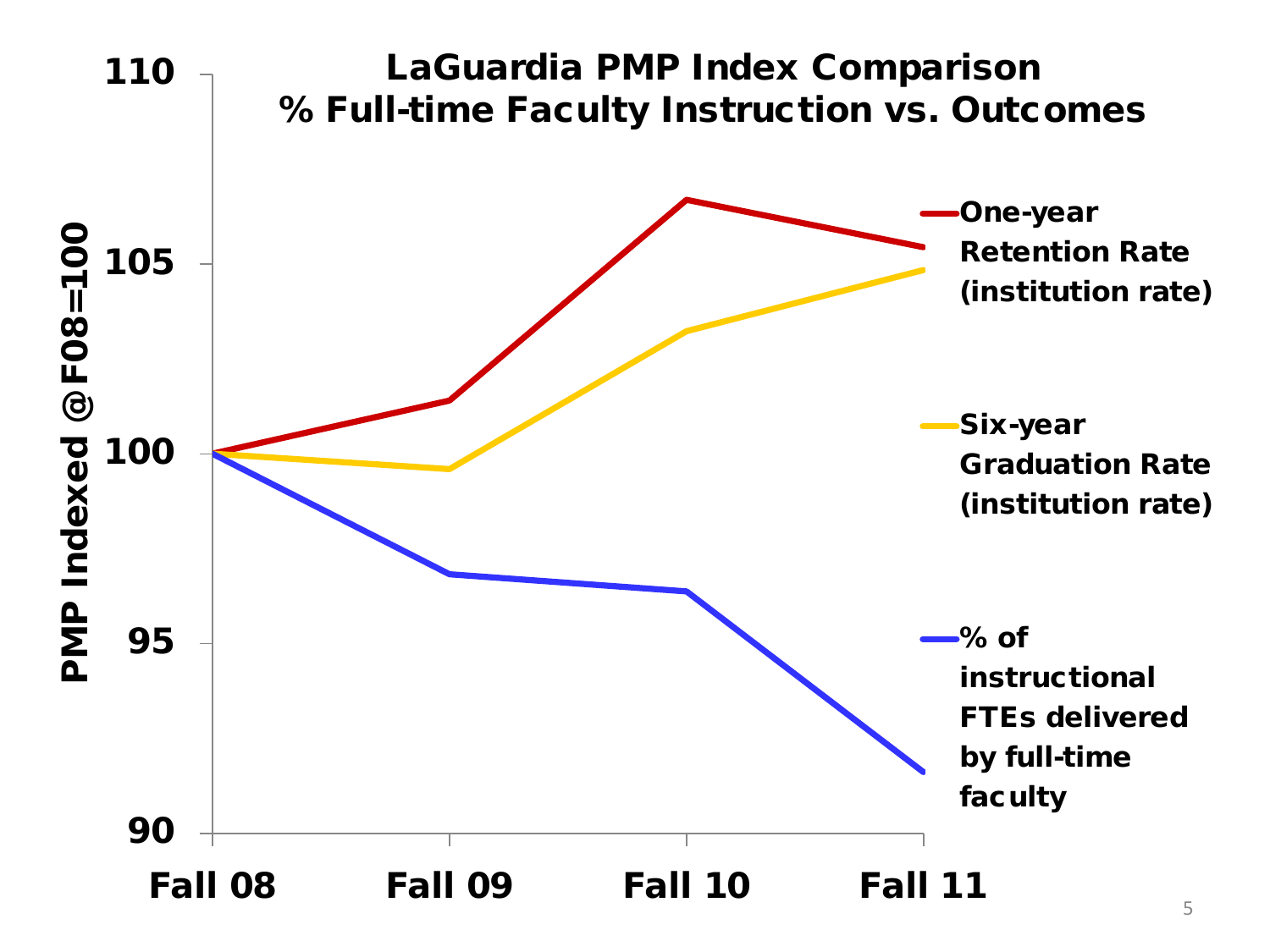# LaGuardia PMP Index Comparison
## % Full-time Faculty Instruction vs. Outcomes

PMP Indexed @F08=100

110

105

100

95

90

Fall 08 | Fall 09 | Fall 10 | Fall 11

- One-year Retention Rate (institution rate)
- Six-year Graduation Rate (institution rate)
- % of instructional FTEs delivered by full-time faculty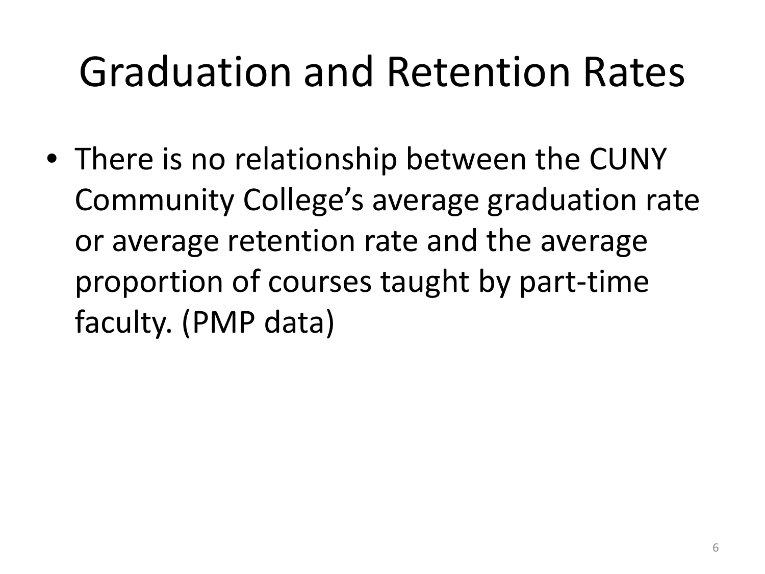# Graduation and Retention Rates

- There is no relationship between the CUNY Community College’s average graduation rate or average retention rate and the average proportion of courses taught by part-time faculty. (PMP data)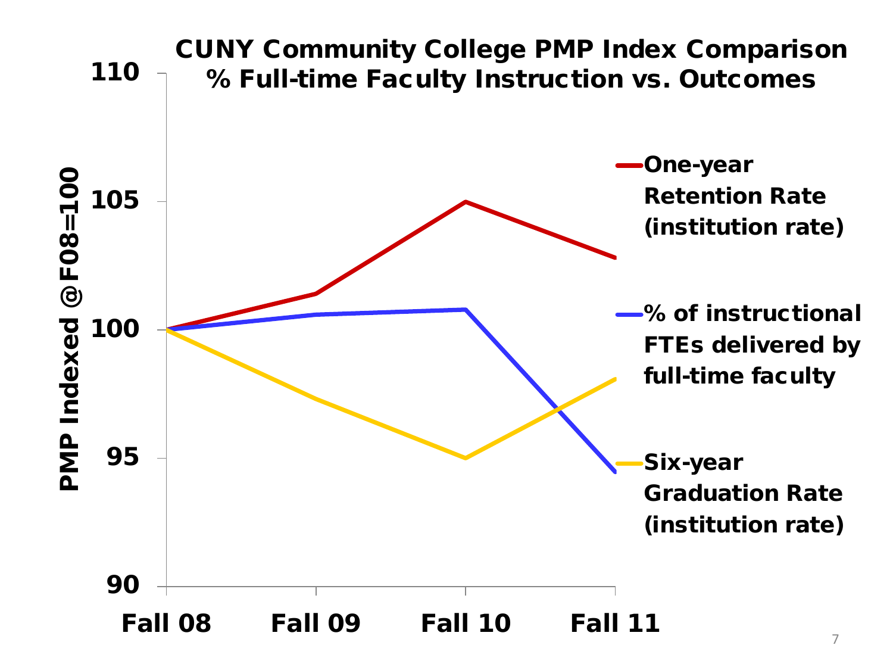## CUNY Community College PMP Index Comparison
## % Full-time Faculty Instruction vs. Outcomes

PMP Indexed @F08=100

110

105

100

95

90

Fall 08 | Fall 09 | Fall 10 | Fall 11

- One-year Retention Rate (institution rate)
- % of instructional FTEs delivered by full-time faculty
- Six-year Graduation Rate (institution rate)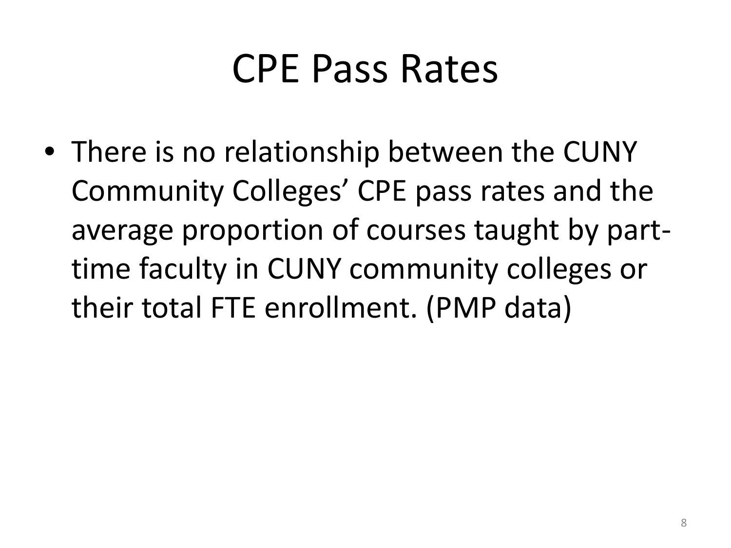# CPE Pass Rates

- There is no relationship between the CUNY Community Colleges' CPE pass rates and the average proportion of courses taught by part-time faculty in CUNY community colleges or their total FTE enrollment. (PMP data)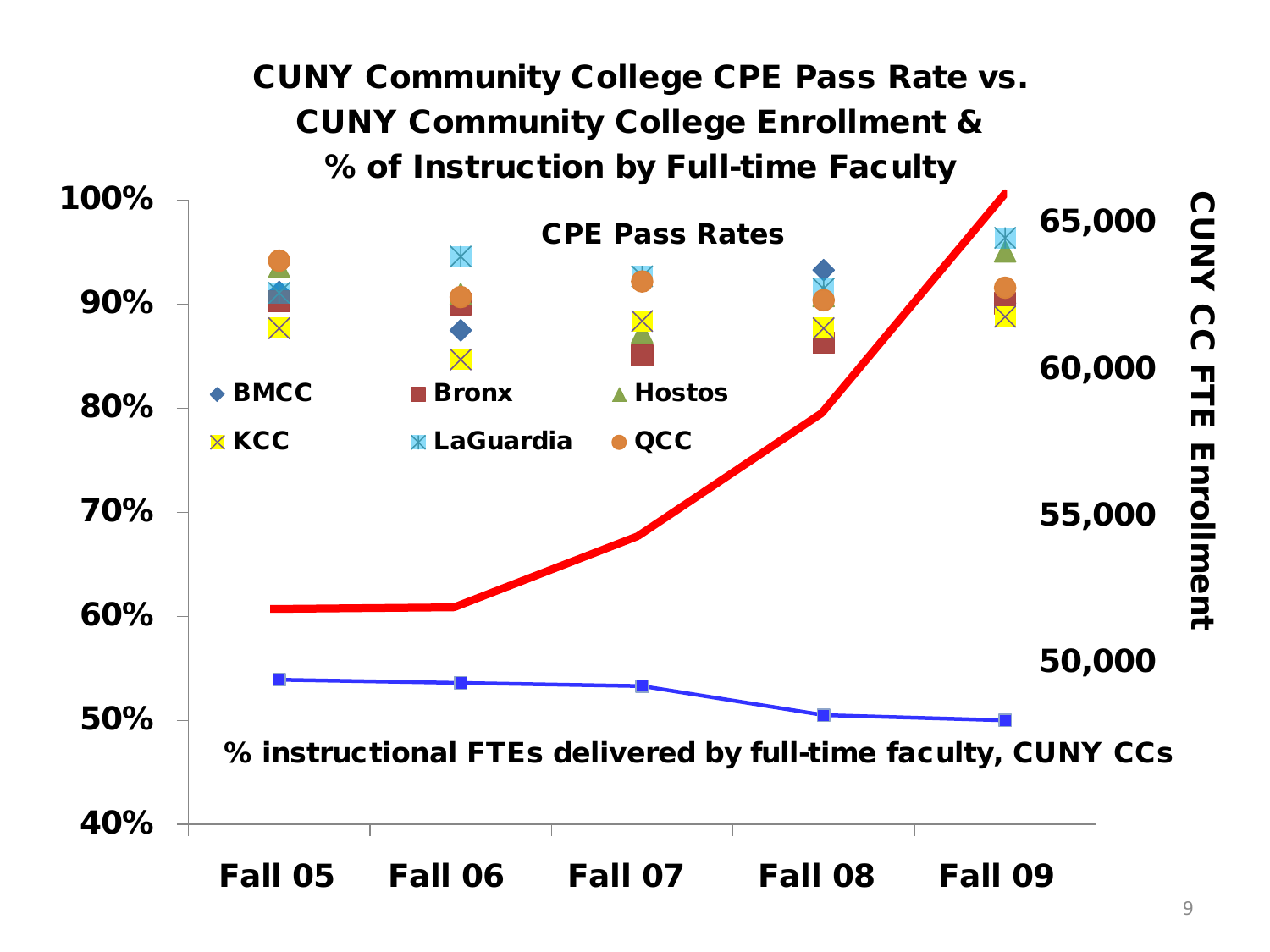# CUNY Community College CPE Pass Rate vs. CUNY Community College Enrollment & % of Instruction by Full-time Faculty

CPE Pass Rates

BMCC, Bronx, Hostos, KCC, LaGuardia, QCC

% instructional FTEs delivered by full-time faculty, CUNY CCs

CUNY CC FTE Enrollment

Left axis: 40%, 50%, 60%, 70%, 80%, 90%, 100%

Right axis: 50,000, 55,000, 60,000, 65,000

Fall 05, Fall 06, Fall 07, Fall 08, Fall 09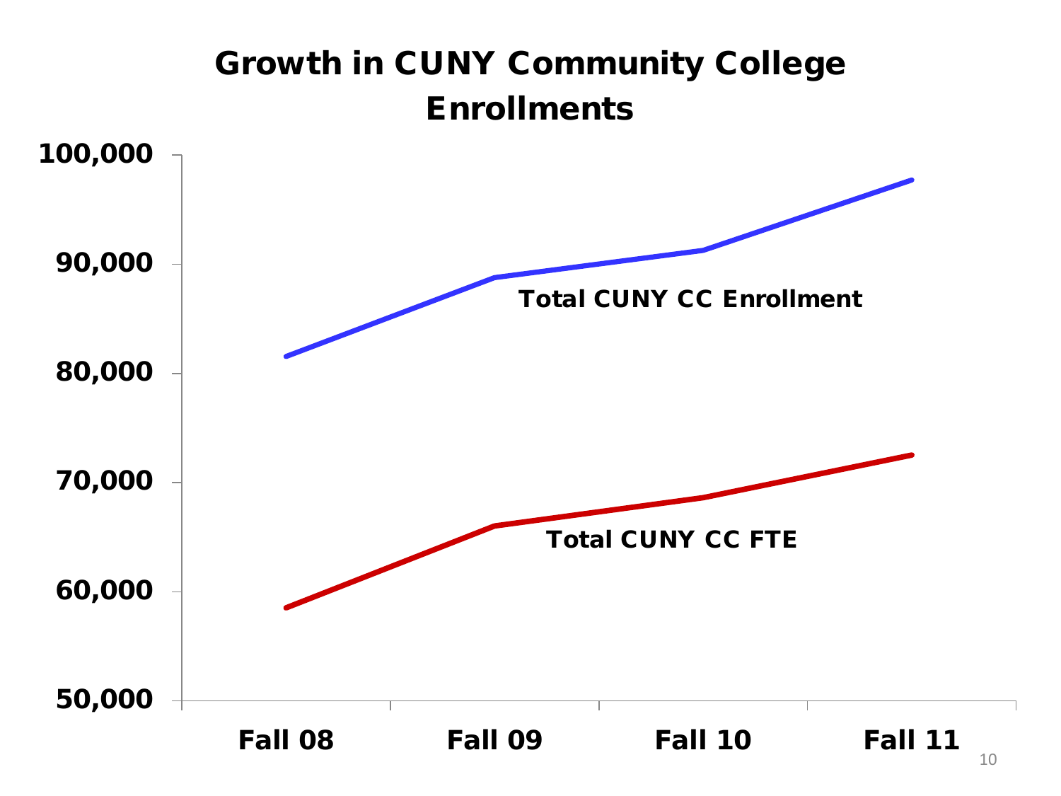## Growth in CUNY Community College Enrollments

100,000

90,000

80,000

70,000

60,000

50,000

Total CUNY CC Enrollment

Total CUNY CC FTE

Fall 08 Fall 09 Fall 10 Fall 11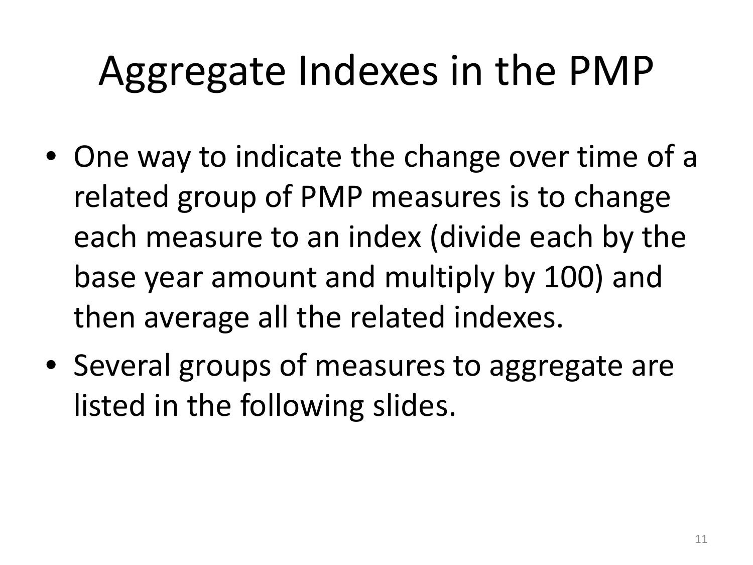# Aggregate Indexes in the PMP

- One way to indicate the change over time of a related group of PMP measures is to change each measure to an index (divide each by the base year amount and multiply by 100) and then average all the related indexes.
- Several groups of measures to aggregate are listed in the following slides.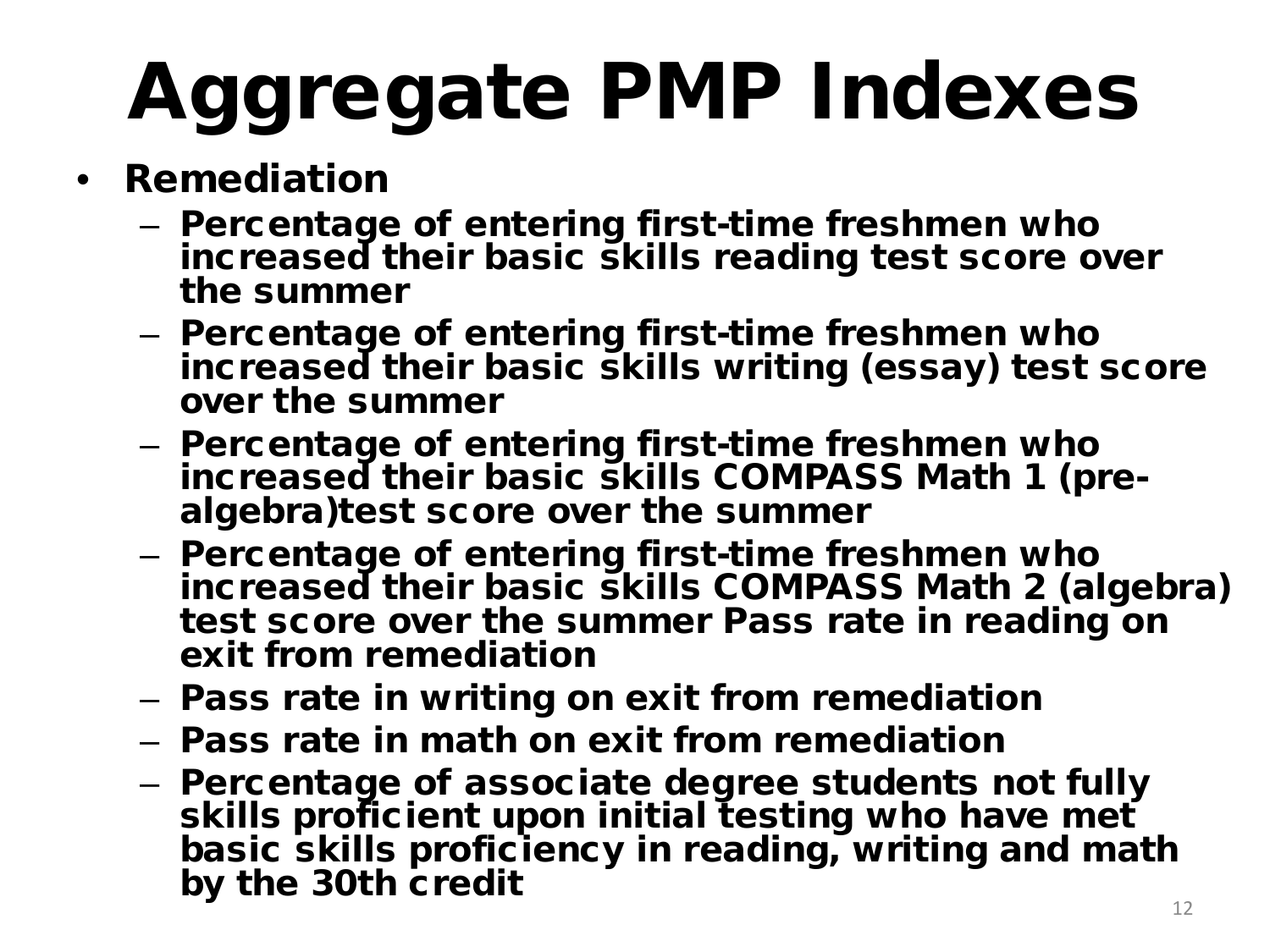# Aggregate PMP Indexes

- **Remediation**
  - Percentage of entering first-time freshmen who increased their basic skills reading test score over the summer
  - Percentage of entering first-time freshmen who increased their basic skills writing (essay) test score over the summer
  - Percentage of entering first-time freshmen who increased their basic skills COMPASS Math 1 (pre-algebra)test score over the summer
  - Percentage of entering first-time freshmen who increased their basic skills COMPASS Math 2 (algebra) test score over the summer Pass rate in reading on exit from remediation
  - Pass rate in writing on exit from remediation
  - Pass rate in math on exit from remediation
  - Percentage of associate degree students not fully skills proficient upon initial testing who have met basic skills proficiency in reading, writing and math by the 30th credit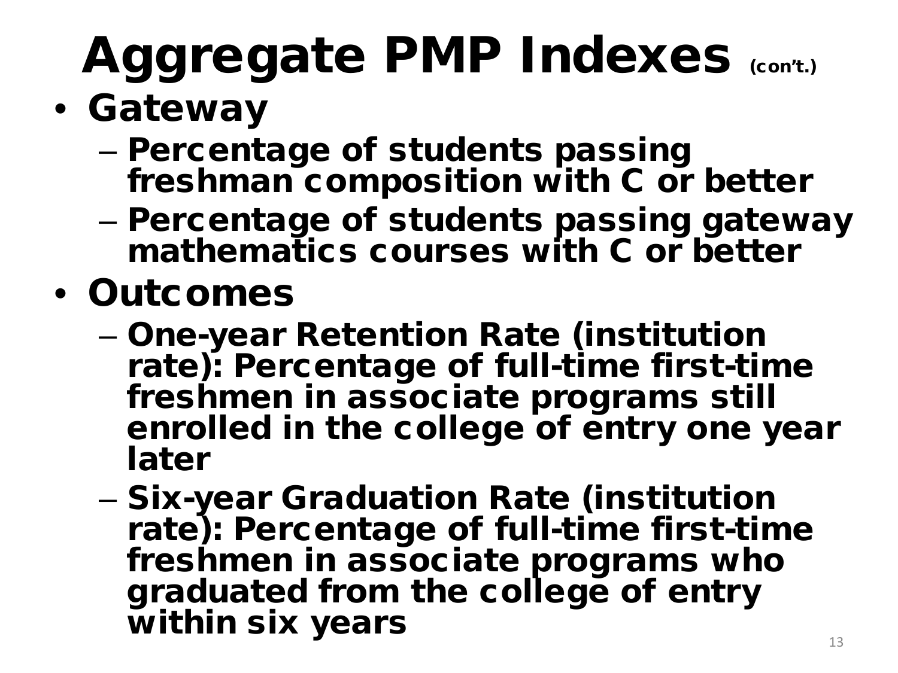# Aggregate PMP Indexes (con't.)

- **Gateway**
  - **Percentage of students passing freshman composition with C or better**
  - **Percentage of students passing gateway mathematics courses with C or better**
- **Outcomes**
  - **One-year Retention Rate (institution rate): Percentage of full-time first-time freshmen in associate programs still enrolled in the college of entry one year later**
  - **Six-year Graduation Rate (institution rate): Percentage of full-time first-time freshmen in associate programs who graduated from the college of entry within six years**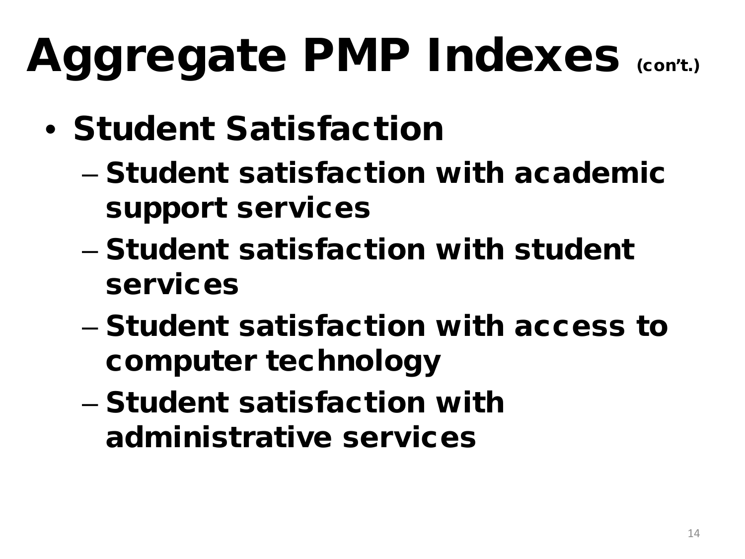# Aggregate PMP Indexes (con't.)

- **Student Satisfaction**
  - **Student satisfaction with academic support services**
  - **Student satisfaction with student services**
  - **Student satisfaction with access to computer technology**
  - **Student satisfaction with administrative services**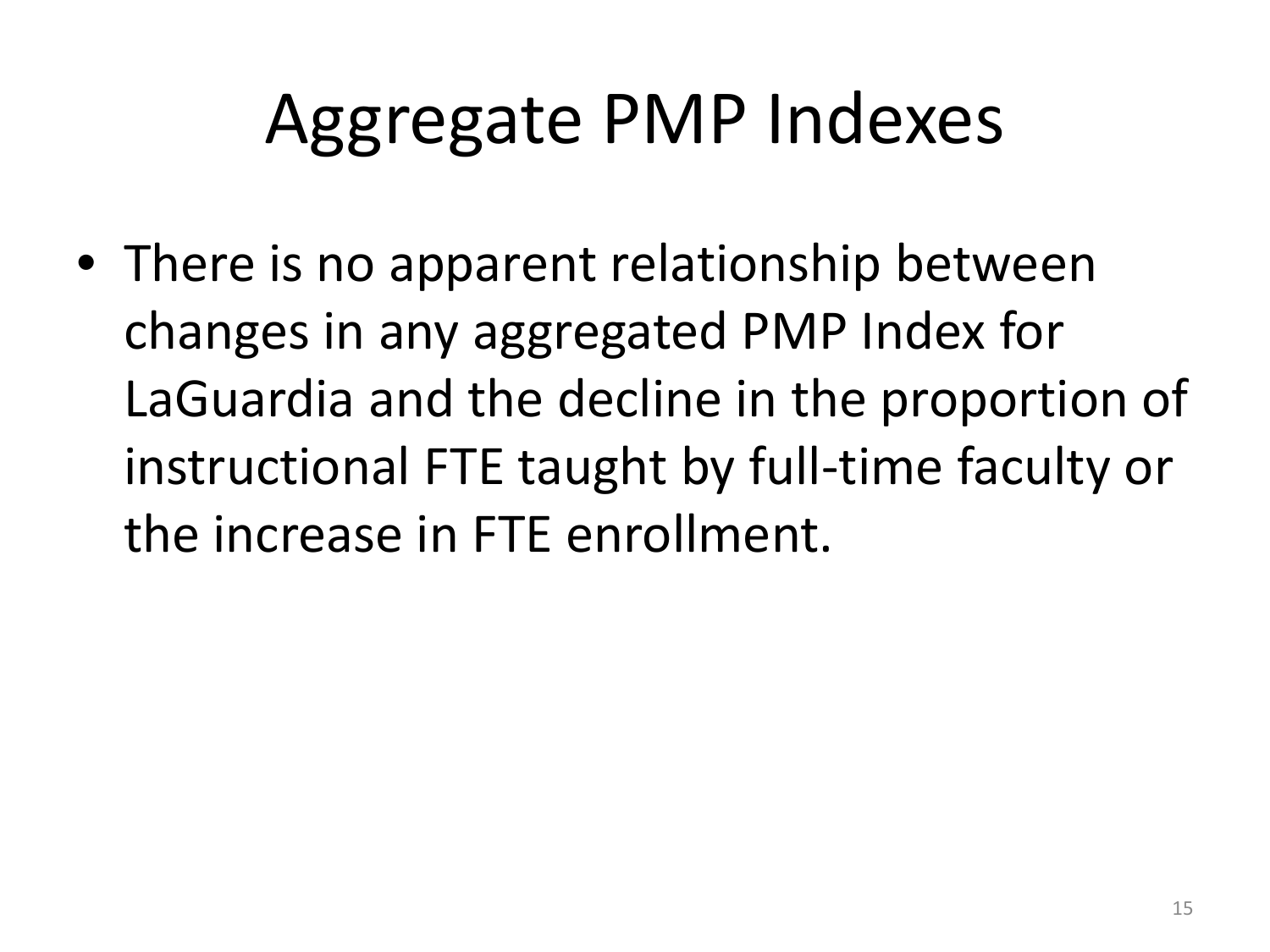# Aggregate PMP Indexes

- There is no apparent relationship between changes in any aggregated PMP Index for LaGuardia and the decline in the proportion of instructional FTE taught by full-time faculty or the increase in FTE enrollment.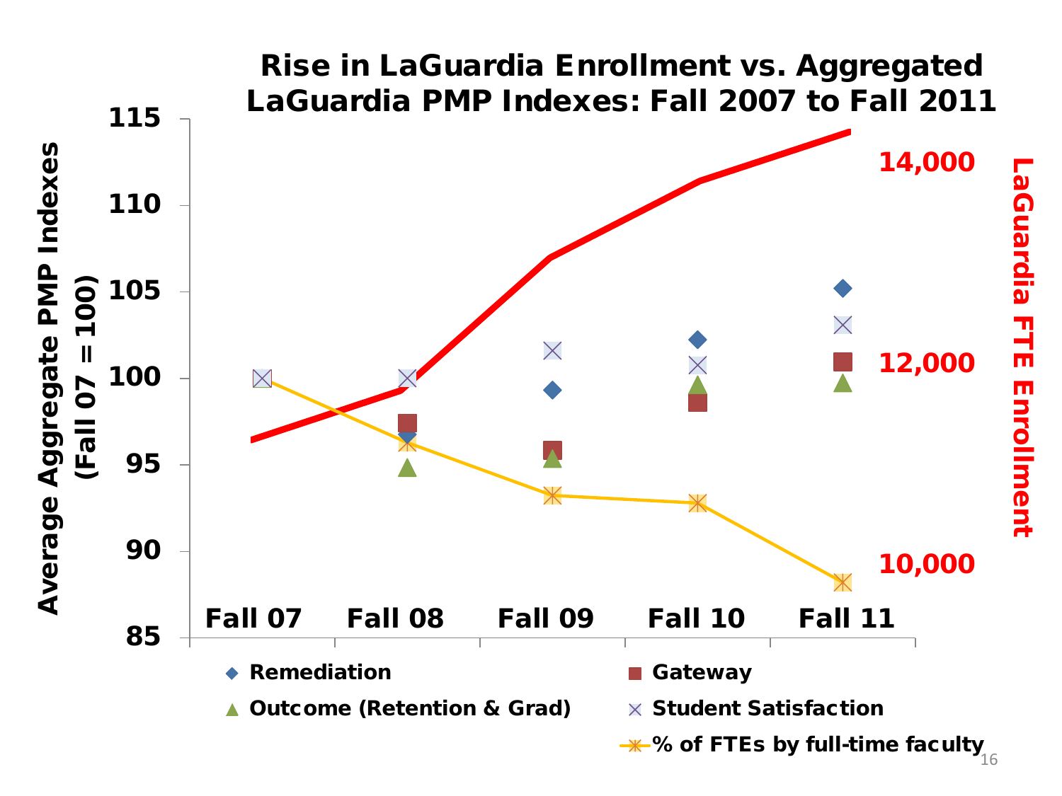# Rise in LaGuardia Enrollment vs. Aggregated LaGuardia PMP Indexes: Fall 2007 to Fall 2011

Average Aggregate PMP Indexes (Fall 07 = 100)

115
110
105
100
95
90
85

Fall 07
Fall 08
Fall 09
Fall 10
Fall 11

LaGuardia FTE Enrollment

14,000
12,000
10,000

Remediation
Gateway
Outcome (Retention & Grad)
Student Satisfaction
% of FTEs by full-time faculty